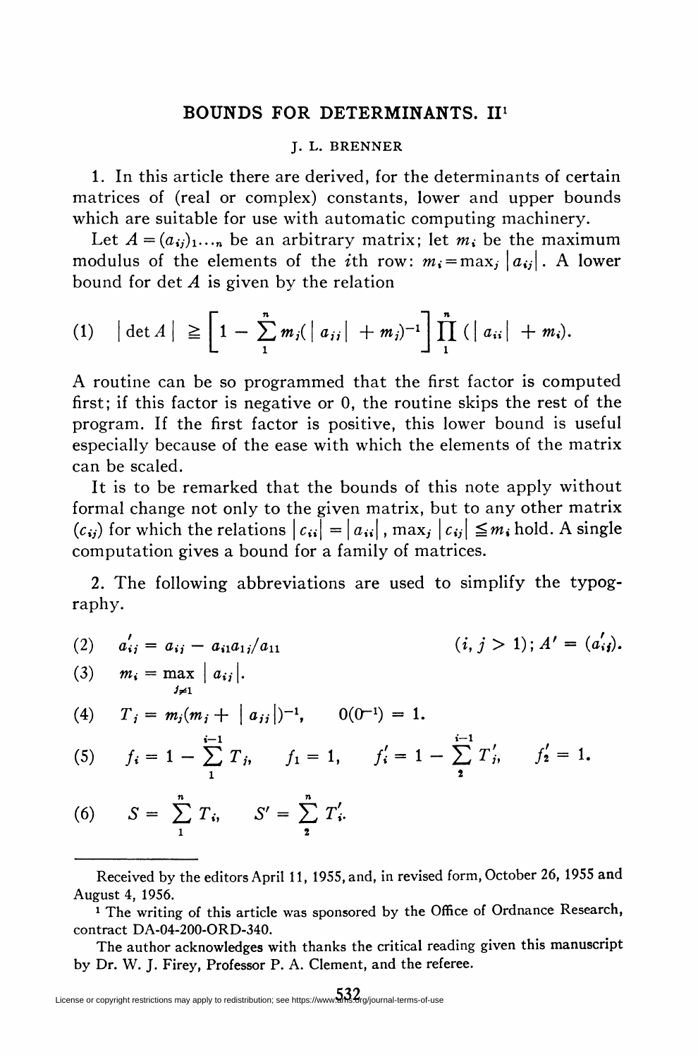# BOUNDS FOR DETERMINANTS. II[1]

J. L. BRENNER

1. In this article there are derived, for the determinants of certain matrices of (real or complex) constants, lower and upper bounds which are suitable for use with automatic computing machinery.

Let $A=(a_{ij})_{1\cdots n}$ be an arbitrary matrix; let $m_i$ be the maximum modulus of the elements of the $i$th row: $m_i=\max_j |a_{ij}|$. A lower bound for det $A$ is given by the relation

$$(1)\qquad |\det A| \geqq \left[1-\sum_1^n m_j(|a_{jj}|+m_j)^{-1}\right]\prod_1^n (|a_{ii}|+m_i).$$

A routine can be so programmed that the first factor is computed first; if this factor is negative or 0, the routine skips the rest of the program. If the first factor is positive, this lower bound is useful especially because of the ease with which the elements of the matrix can be scaled.

It is to be remarked that the bounds of this note apply without formal change not only to the given matrix, but to any other matrix $(c_{ij})$ for which the relations $|c_{ii}|=|a_{ii}|$, $\max_j |c_{ij}|\leqq m_i$ hold. A single computation gives a bound for a family of matrices.

2. The following abbreviations are used to simplify the typography.

$$(2)\qquad a'_{ij}=a_{ij}-a_{i1}a_{1j}/a_{11} \qquad\qquad (i,j>1);\ A'=(a'_{ij}).$$

$$(3)\qquad m_i=\max_{j\neq 1}|a_{ij}|.$$

$$(4)\qquad T_j=m_j(m_j+|a_{jj}|)^{-1},\qquad 0(0^{-1})=1.$$

$$(5)\qquad f_i=1-\sum_1^{i-1}T_j,\qquad f_1=1,\qquad f'_i=1-\sum_2^{i-1}T'_j,\qquad f'_2=1.$$

$$(6)\qquad S=\sum_1^n T_i,\qquad S'=\sum_2^n T'_i.$$

---

Received by the editors April 11, 1955, and, in revised form, October 26, 1955 and August 4, 1956.

[1] The writing of this article was sponsored by the Office of Ordnance Research, contract DA-04-200-ORD-340.

The author acknowledges with thanks the critical reading given this manuscript by Dr. W. J. Firey, Professor P. A. Clement, and the referee.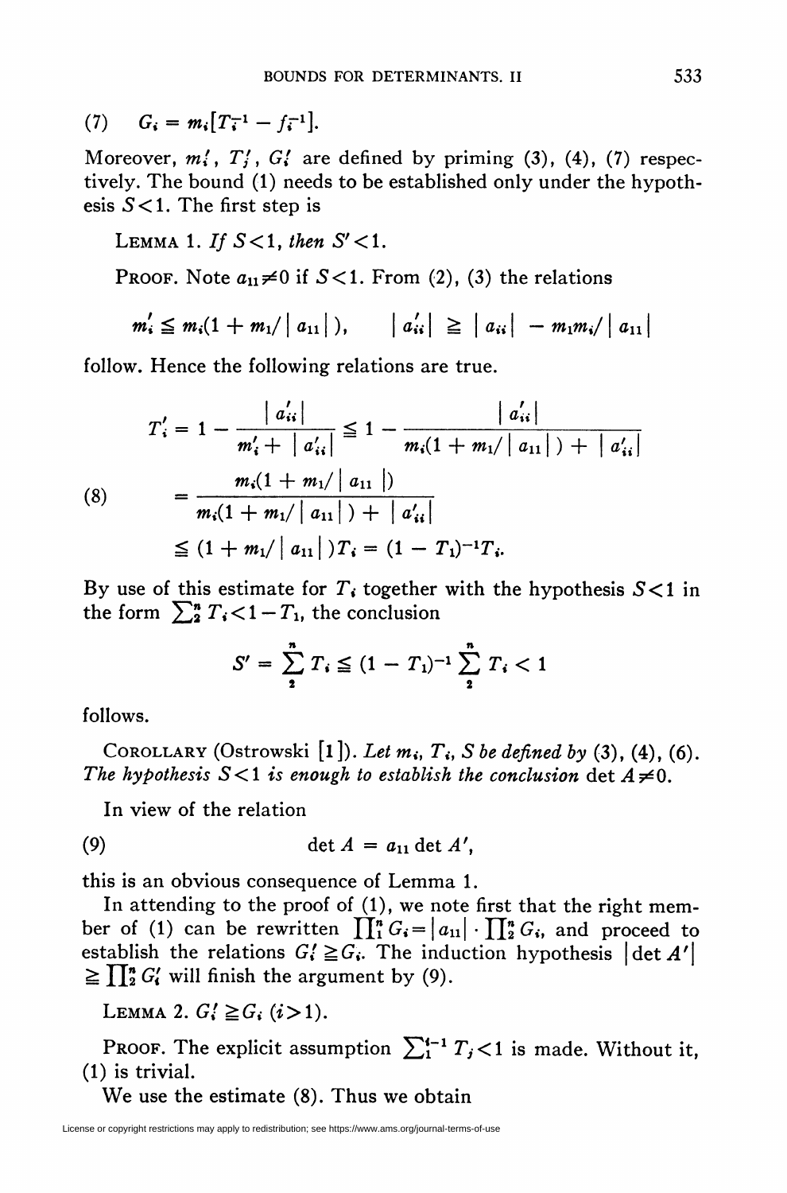$$(7) \qquad G_i = m_i[T_i^{-1} - f_i^{-1}].$$

Moreover, $m_i'$, $T_i'$, $G_i'$ are defined by priming (3), (4), (7) respectively. The bound (1) needs to be established only under the hypothesis $S<1$. The first step is

LEMMA 1. *If $S<1$, then $S'<1$.*

PROOF. Note $a_{11}\neq 0$ if $S<1$. From (2), (3) the relations

$$m_i' \leqq m_i(1 + m_1/|a_{11}|), \qquad |a_{ii}'| \geqq |a_{ii}| - m_1m_i/|a_{11}|$$

follow. Hence the following relations are true.

$$\begin{aligned}
T_i' &= 1 - \frac{|a_{ii}'|}{m_i' + |a_{ii}'|} \leqq 1 - \frac{|a_{ii}'|}{m_i(1 + m_1/|a_{11}|) + |a_{ii}'|} \\
(8) \qquad &= \frac{m_i(1 + m_1/|a_{11}|)}{m_i(1 + m_1/|a_{11}|) + |a_{ii}'|} \\
&\leqq (1 + m_1/|a_{11}|)T_i = (1 - T_1)^{-1}T_i.
\end{aligned}$$

By use of this estimate for $T_i$ together with the hypothesis $S<1$ in the form $\sum_2^n T_i < 1 - T_1$, the conclusion

$$S' = \sum_2^n T_i \leqq (1 - T_1)^{-1}\sum_2^n T_i < 1$$

follows.

COROLLARY (Ostrowski [1]). *Let $m_i$, $T_i$, $S$ be defined by (3), (4), (6). The hypothesis $S<1$ is enough to establish the conclusion* $\det A \neq 0$.

In view of the relation

$$(9) \qquad \det A = a_{11} \det A',$$

this is an obvious consequence of Lemma 1.

In attending to the proof of (1), we note first that the right member of (1) can be rewritten $\prod_1^n G_i = |a_{11}| \cdot \prod_2^n G_i$, and proceed to establish the relations $G_i' \geqq G_i$. The induction hypothesis $|\det A'| \geqq \prod_2^n G_i'$ will finish the argument by (9).

LEMMA 2. $G_i' \geqq G_i$ $(i>1)$.

PROOF. The explicit assumption $\sum_1^{i-1} T_j < 1$ is made. Without it, (1) is trivial.

We use the estimate (8). Thus we obtain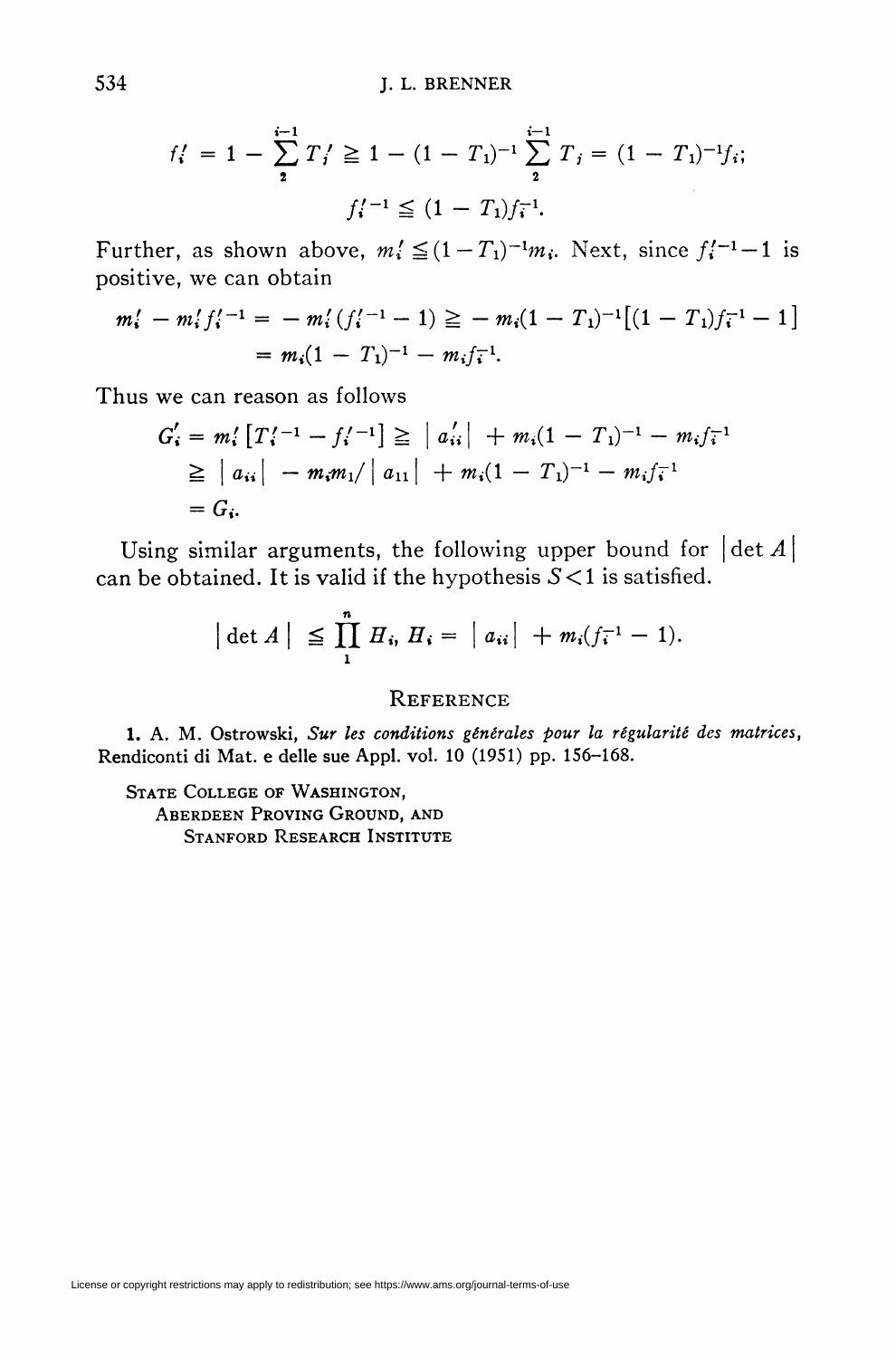$$f_i' = 1 - \sum_2^{i-1} T_j' \geqq 1 - (1 - T_1)^{-1} \sum_2^{i-1} T_j = (1 - T_1)^{-1} f_i;$$

$$f_i'^{-1} \leqq (1 - T_1) f_i^{-1}.$$

Further, as shown above, $m_i' \leqq (1 - T_1)^{-1} m_i$. Next, since $f_i'^{-1} - 1$ is positive, we can obtain

$$\begin{aligned} m_i' - m_i' f_i'^{-1} &= -m_i'(f_i'^{-1} - 1) \geqq -m_i(1 - T_1)^{-1}[(1 - T_1)f_i^{-1} - 1] \\ &= m_i(1 - T_1)^{-1} - m_i f_i^{-1}. \end{aligned}$$

Thus we can reason as follows

$$\begin{aligned} G_i' = m_i'[T_i'^{-1} - f_i'^{-1}] &\geqq |a_{ii}'| + m_i(1 - T_1)^{-1} - m_i f_i^{-1} \\ &\geqq |a_{ii}| - m_i m_1/|a_{11}| + m_i(1 - T_1)^{-1} - m_i f_i^{-1} \\ &= G_i. \end{aligned}$$

Using similar arguments, the following upper bound for $|\det A|$ can be obtained. It is valid if the hypothesis $S < 1$ is satisfied.

$$|\det A| \leqq \prod_1^n H_i, \; H_i = |a_{ii}| + m_i(f_i^{-1} - 1).$$

## Reference

1. A. M. Ostrowski, *Sur les conditions générales pour la régularité des matrices*, Rendiconti di Mat. e delle sue Appl. vol. 10 (1951) pp. 156–168.

State College of Washington,
Aberdeen Proving Ground, and
Stanford Research Institute